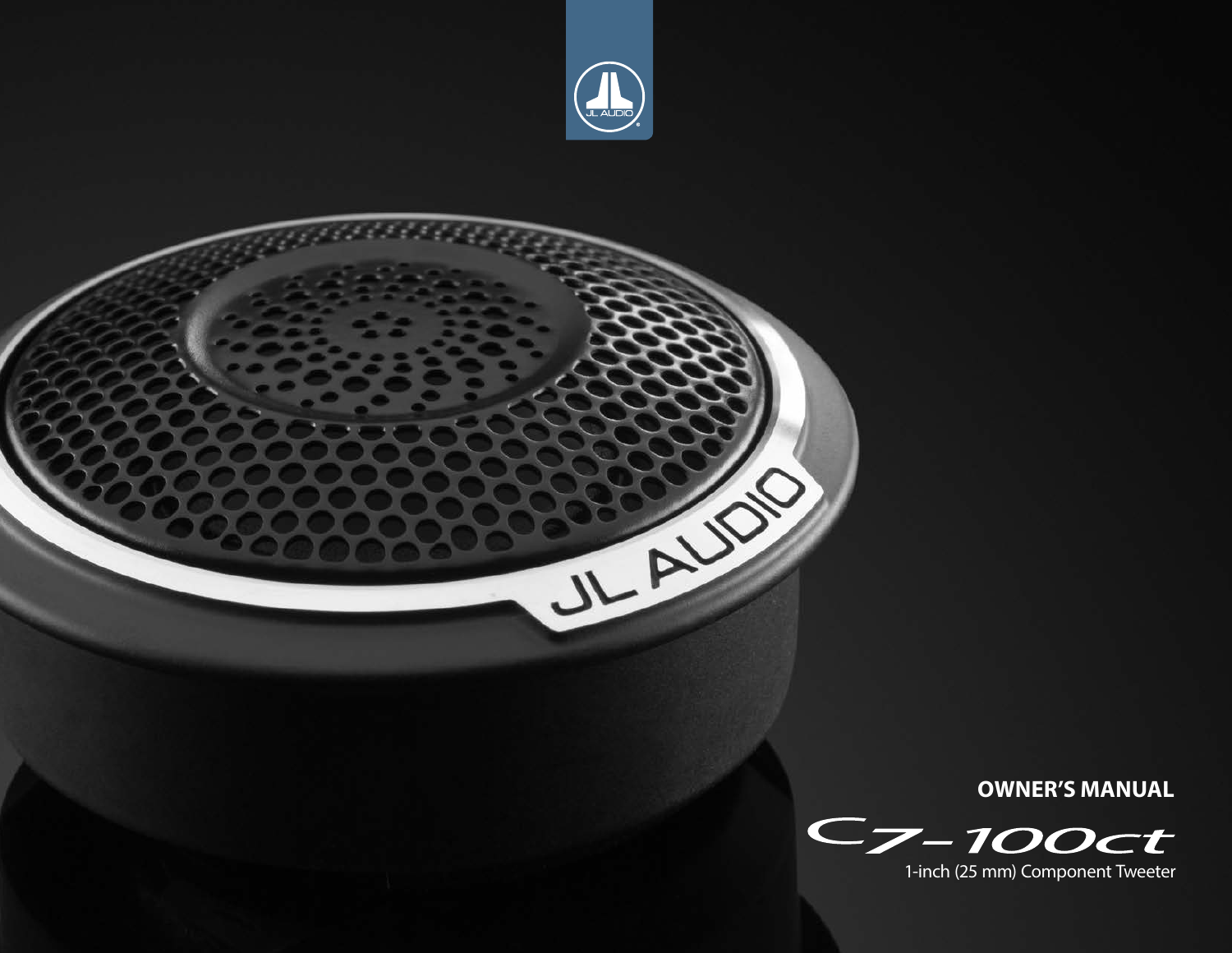**OWNER'S MANUAL**

# C7-100ct

1-inch (25 mm) Component Tweeter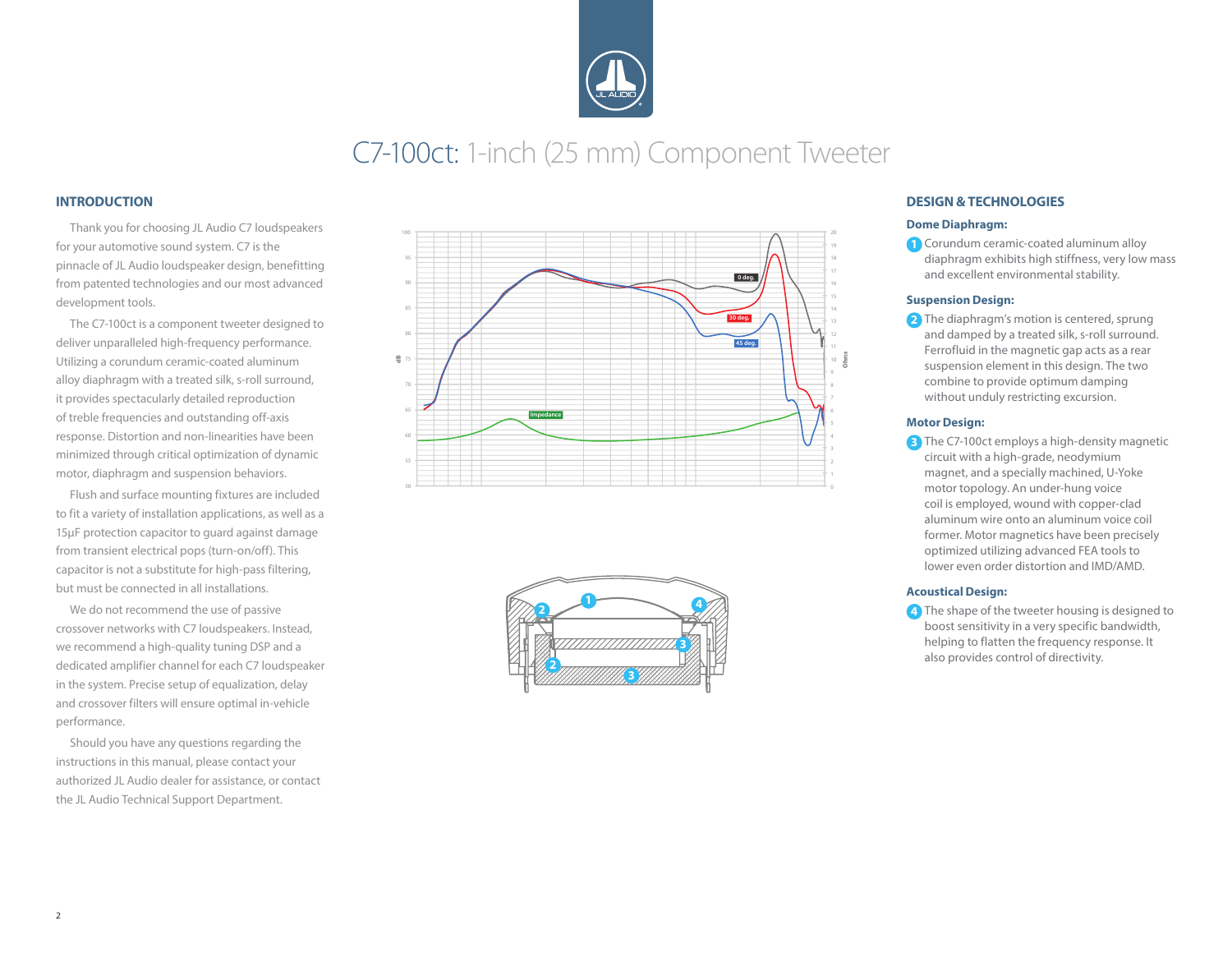// C7-100ct: 1-inch (25 mm) Component Tweeter

## INTRODUCTION

Thank you for choosing JL Audio C7 loudspeakers for your automotive sound system. C7 is the pinnacle of JL Audio loudspeaker design, benefitting from patented technologies and our most advanced development tools.

The C7-100ct is a component tweeter designed to deliver unparalleled high-frequency performance. Utilizing a corundum ceramic-coated aluminum alloy diaphragm with a treated silk, s-roll surround, it provides spectacularly detailed reproduction of treble frequencies and outstanding off-axis response. Distortion and non-linearities have been minimized through critical optimization of dynamic motor, diaphragm and suspension behaviors.

Flush and surface mounting fixtures are included to fit a variety of installation applications, as well as a 15µF protection capacitor to guard against damage from transient electrical pops (turn-on/off). This capacitor is not a substitute for high-pass filtering, but must be connected in all installations.

We do not recommend the use of passive crossover networks with C7 loudspeakers. Instead, we recommend a high-quality tuning DSP and a dedicated amplifier channel for each C7 loudspeaker in the system. Precise setup of equalization, delay and crossover filters will ensure optimal in-vehicle performance.

Should you have any questions regarding the instructions in this manual, please contact your authorized JL Audio dealer for assistance, or contact the JL Audio Technical Support Department.

## DESIGN & TECHNOLOGIES

### Dome Diaphragm:

1. Corundum ceramic-coated aluminum alloy diaphragm exhibits high stiffness, very low mass and excellent environmental stability.

### Suspension Design:

2. The diaphragm's motion is centered, sprung and damped by a treated silk, s-roll surround. Ferrofluid in the magnetic gap acts as a rear suspension element in this design. The two combine to provide optimum damping without unduly restricting excursion.

### Motor Design:

3. The C7-100ct employs a high-density magnetic circuit with a high-grade, neodymium magnet, and a specially machined, U-Yoke motor topology. An under-hung voice coil is employed, wound with copper-clad aluminum wire onto an aluminum voice coil former. Motor magnetics have been precisely optimized utilizing advanced FEA tools to lower even order distortion and IMD/AMD.

### Acoustical Design:

4. The shape of the tweeter housing is designed to boost sensitivity in a very specific bandwidth, helping to flatten the frequency response. It also provides control of directivity.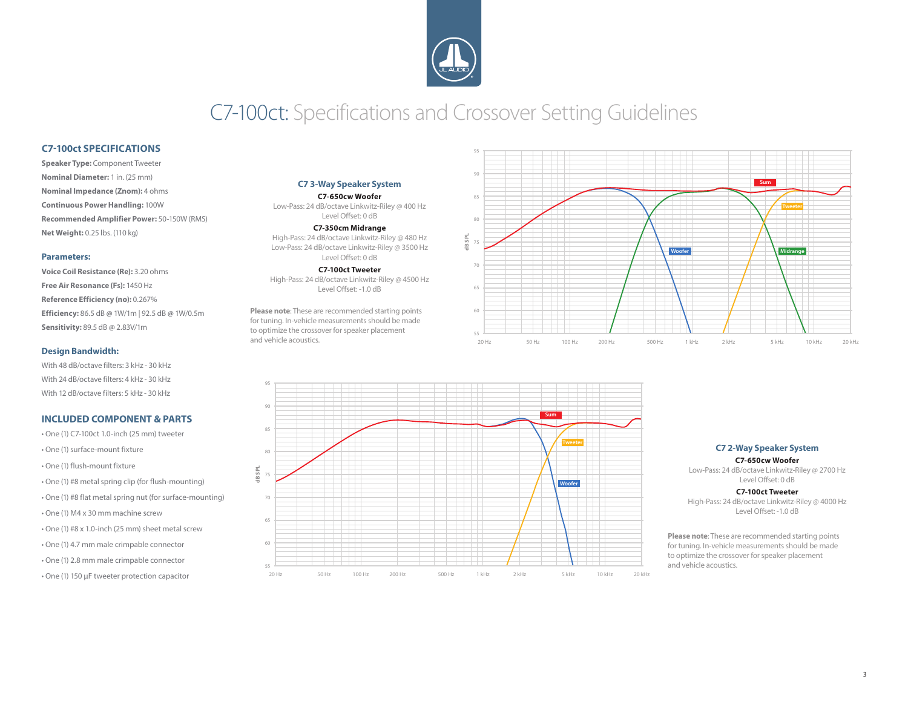# C7-100ct: Specifications and Crossover Setting Guidelines

## C7-100ct SPECIFICATIONS

**Speaker Type:** Component Tweeter

**Nominal Diameter:** 1 in. (25 mm)

**Nominal Impedance (Znom):** 4 ohms

**Continuous Power Handling:** 100W

**Recommended Amplifier Power:** 50-150W (RMS)

**Net Weight:** 0.25 lbs. (110 kg)

### Parameters:

**Voice Coil Resistance (Re):** 3.20 ohms

**Free Air Resonance (Fs):** 1450 Hz

**Reference Efficiency (no):** 0.267%

**Efficiency:** 86.5 dB @ 1W/1m | 92.5 dB @ 1W/0.5m

**Sensitivity:** 89.5 dB @ 2.83V/1m

### Design Bandwidth:

With 48 dB/octave filters: 3 kHz - 30 kHz

With 24 dB/octave filters: 4 kHz - 30 kHz

With 12 dB/octave filters: 5 kHz - 30 kHz

## INCLUDED COMPONENT & PARTS

- One (1) C7-100ct 1.0-inch (25 mm) tweeter
- One (1) surface-mount fixture
- One (1) flush-mount fixture
- One (1) #8 metal spring clip (for flush-mounting)
- One (1) #8 flat metal spring nut (for surface-mounting)
- One (1) M4 x 30 mm machine screw
- One (1) #8 x 1.0-inch (25 mm) sheet metal screw
- One (1) 4.7 mm male crimpable connector
- One (1) 2.8 mm male crimpable connector
- One (1) 150 µF tweeter protection capacitor

### C7 3-Way Speaker System

**C7-650cw Woofer**
Low-Pass: 24 dB/octave Linkwitz-Riley @ 400 Hz
Level Offset: 0 dB

**C7-350cm Midrange**
High-Pass: 24 dB/octave Linkwitz-Riley @ 480 Hz
Low-Pass: 24 dB/octave Linkwitz-Riley @ 3500 Hz
Level Offset: 0 dB

**C7-100ct Tweeter**
High-Pass: 24 dB/octave Linkwitz-Riley @ 4500 Hz
Level Offset: -1.0 dB

**Please note**: These are recommended starting points for tuning. In-vehicle measurements should be made to optimize the crossover for speaker placement and vehicle acoustics.

### C7 2-Way Speaker System

**C7-650cw Woofer**
Low-Pass: 24 dB/octave Linkwitz-Riley @ 2700 Hz
Level Offset: 0 dB

**C7-100ct Tweeter**
High-Pass: 24 dB/octave Linkwitz-Riley @ 4000 Hz
Level Offset: -1.0 dB

**Please note**: These are recommended starting points for tuning. In-vehicle measurements should be made to optimize the crossover for speaker placement and vehicle acoustics.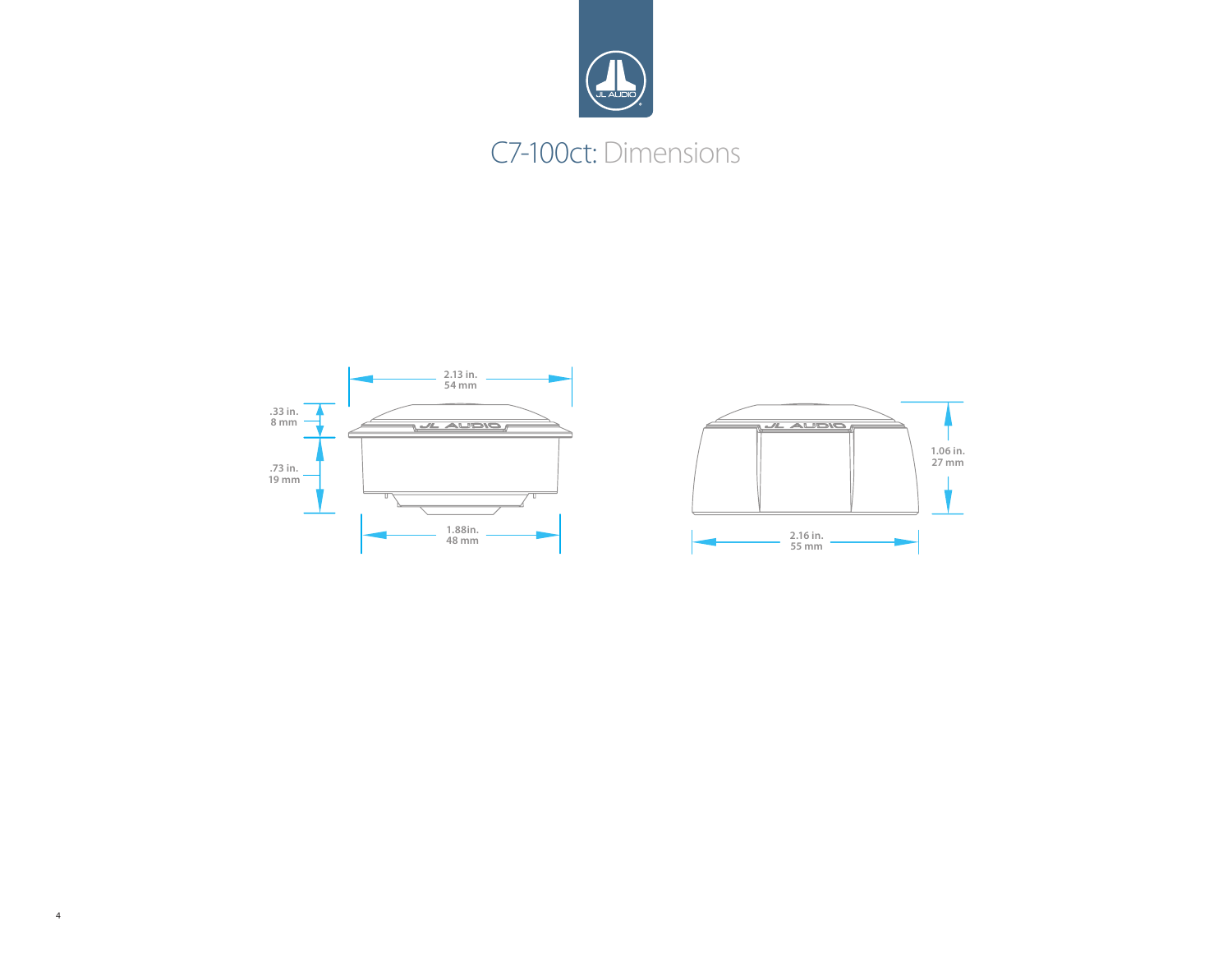# C7-100ct: Dimensions

2.13 in.
54 mm

.33 in.
8 mm

.73 in.
19 mm

1.88in.
48 mm

1.06 in.
27 mm

2.16 in.
55 mm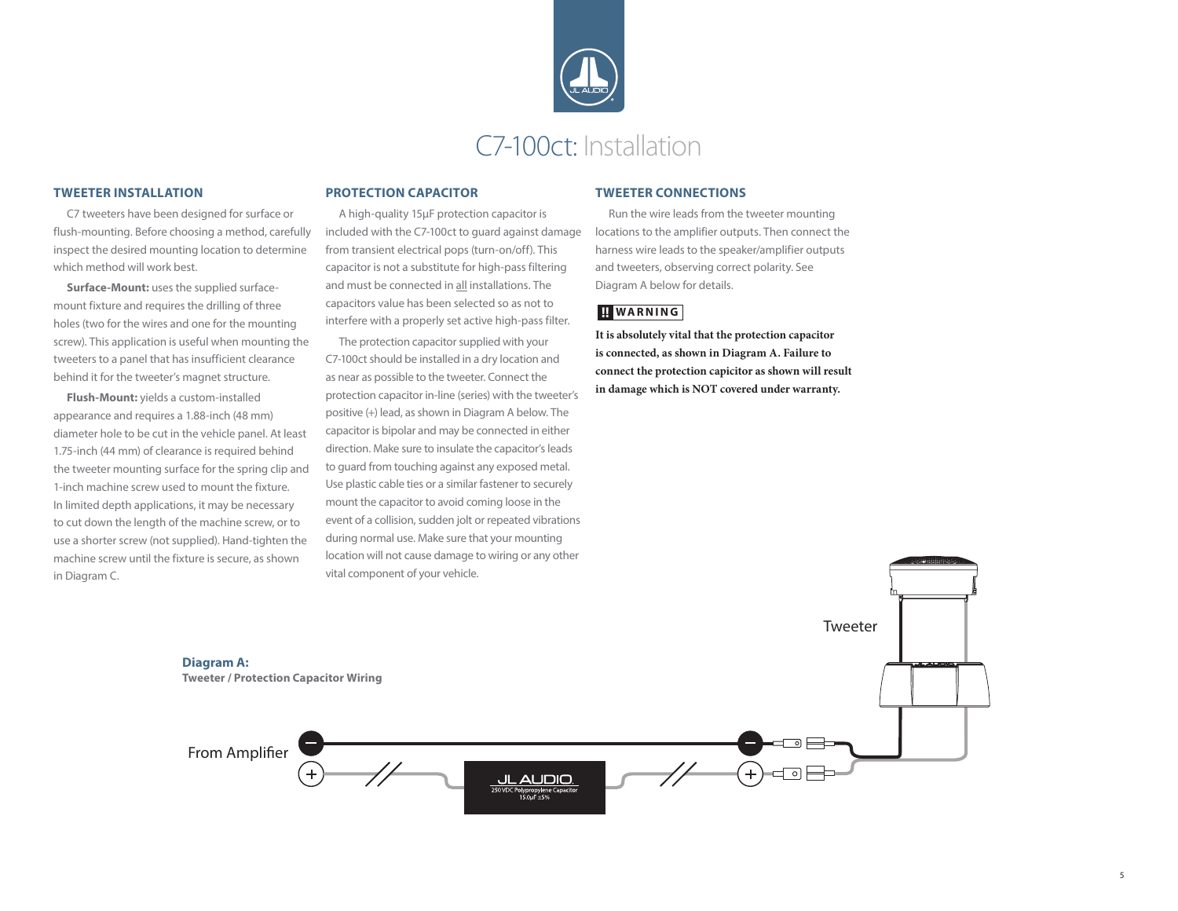# C7-100ct: Installation

## TWEETER INSTALLATION

C7 tweeters have been designed for surface or flush-mounting. Before choosing a method, carefully inspect the desired mounting location to determine which method will work best.

**Surface-Mount:** uses the supplied surface-mount fixture and requires the drilling of three holes (two for the wires and one for the mounting screw). This application is useful when mounting the tweeters to a panel that has insufficient clearance behind it for the tweeter's magnet structure.

**Flush-Mount:** yields a custom-installed appearance and requires a 1.88-inch (48 mm) diameter hole to be cut in the vehicle panel. At least 1.75-inch (44 mm) of clearance is required behind the tweeter mounting surface for the spring clip and 1-inch machine screw used to mount the fixture. In limited depth applications, it may be necessary to cut down the length of the machine screw, or to use a shorter screw (not supplied). Hand-tighten the machine screw until the fixture is secure, as shown in Diagram C.

## PROTECTION CAPACITOR

A high-quality 15μF protection capacitor is included with the C7-100ct to guard against damage from transient electrical pops (turn-on/off). This capacitor is not a substitute for high-pass filtering and must be connected in all installations. The capacitors value has been selected so as not to interfere with a properly set active high-pass filter.

The protection capacitor supplied with your C7-100ct should be installed in a dry location and as near as possible to the tweeter. Connect the protection capacitor in-line (series) with the tweeter's positive (+) lead, as shown in Diagram A below. The capacitor is bipolar and may be connected in either direction. Make sure to insulate the capacitor's leads to guard from touching against any exposed metal. Use plastic cable ties or a similar fastener to securely mount the capacitor to avoid coming loose in the event of a collision, sudden jolt or repeated vibrations during normal use. Make sure that your mounting location will not cause damage to wiring or any other vital component of your vehicle.

## TWEETER CONNECTIONS

Run the wire leads from the tweeter mounting locations to the amplifier outputs. Then connect the harness wire leads to the speaker/amplifier outputs and tweeters, observing correct polarity. See Diagram A below for details.

**!! WARNING**

**It is absolutely vital that the protection capacitor is connected, as shown in Diagram A. Failure to connect the protection capicitor as shown will result in damage which is NOT covered under warranty.**

**Diagram A:**
**Tweeter / Protection Capacitor Wiring**

From Amplifier

JL AUDIO
250 VDC Polypropylene Capacitor
15.0μF ±5%

Tweeter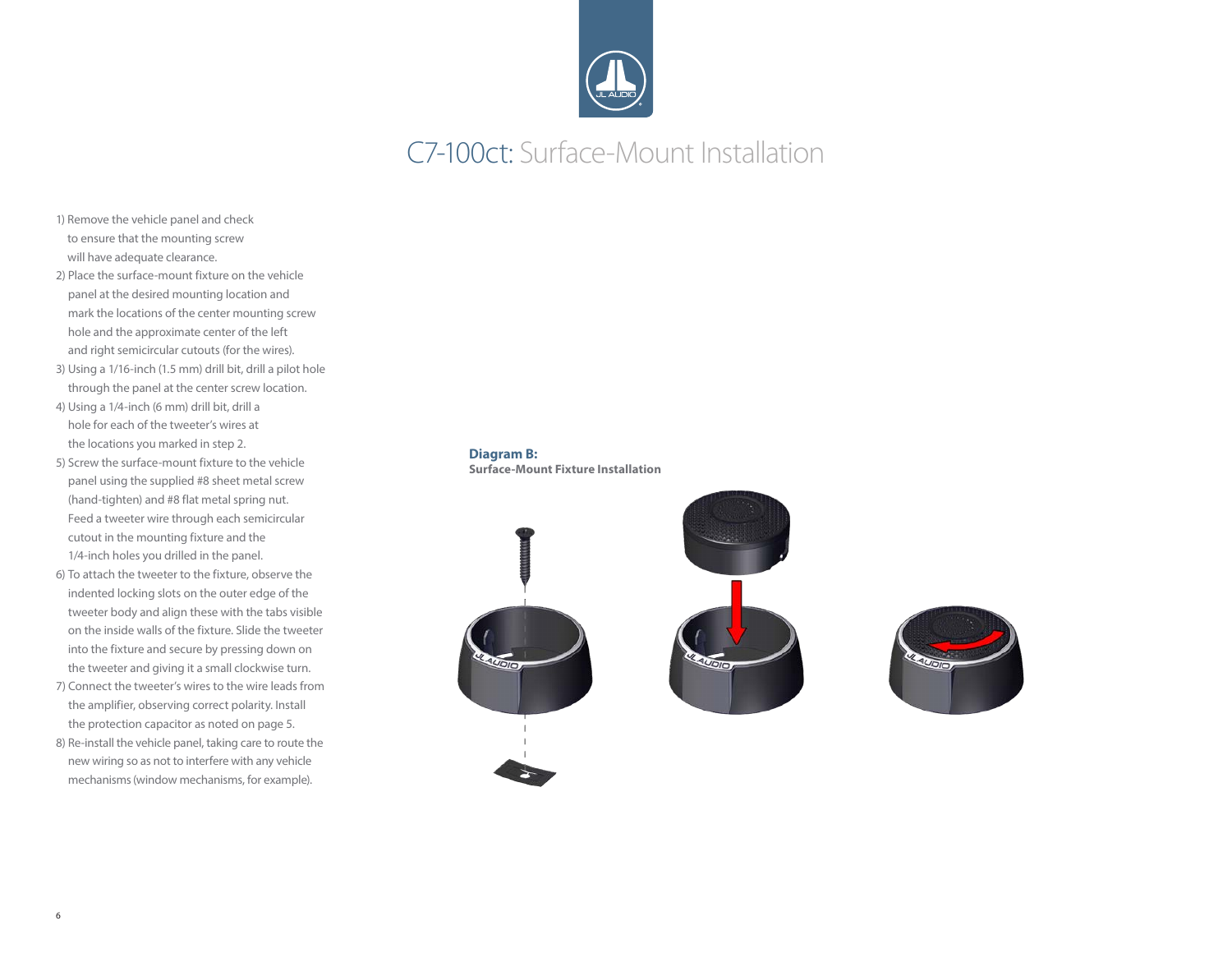# C7-100ct: Surface-Mount Installation

1) Remove the vehicle panel and check to ensure that the mounting screw will have adequate clearance.
2) Place the surface-mount fixture on the vehicle panel at the desired mounting location and mark the locations of the center mounting screw hole and the approximate center of the left and right semicircular cutouts (for the wires).
3) Using a 1/16-inch (1.5 mm) drill bit, drill a pilot hole through the panel at the center screw location.
4) Using a 1/4-inch (6 mm) drill bit, drill a hole for each of the tweeter's wires at the locations you marked in step 2.
5) Screw the surface-mount fixture to the vehicle panel using the supplied #8 sheet metal screw (hand-tighten) and #8 flat metal spring nut. Feed a tweeter wire through each semicircular cutout in the mounting fixture and the 1/4-inch holes you drilled in the panel.
6) To attach the tweeter to the fixture, observe the indented locking slots on the outer edge of the tweeter body and align these with the tabs visible on the inside walls of the fixture. Slide the tweeter into the fixture and secure by pressing down on the tweeter and giving it a small clockwise turn.
7) Connect the tweeter's wires to the wire leads from the amplifier, observing correct polarity. Install the protection capacitor as noted on page 5.
8) Re-install the vehicle panel, taking care to route the new wiring so as not to interfere with any vehicle mechanisms (window mechanisms, for example).

**Diagram B:**
**Surface-Mount Fixture Installation**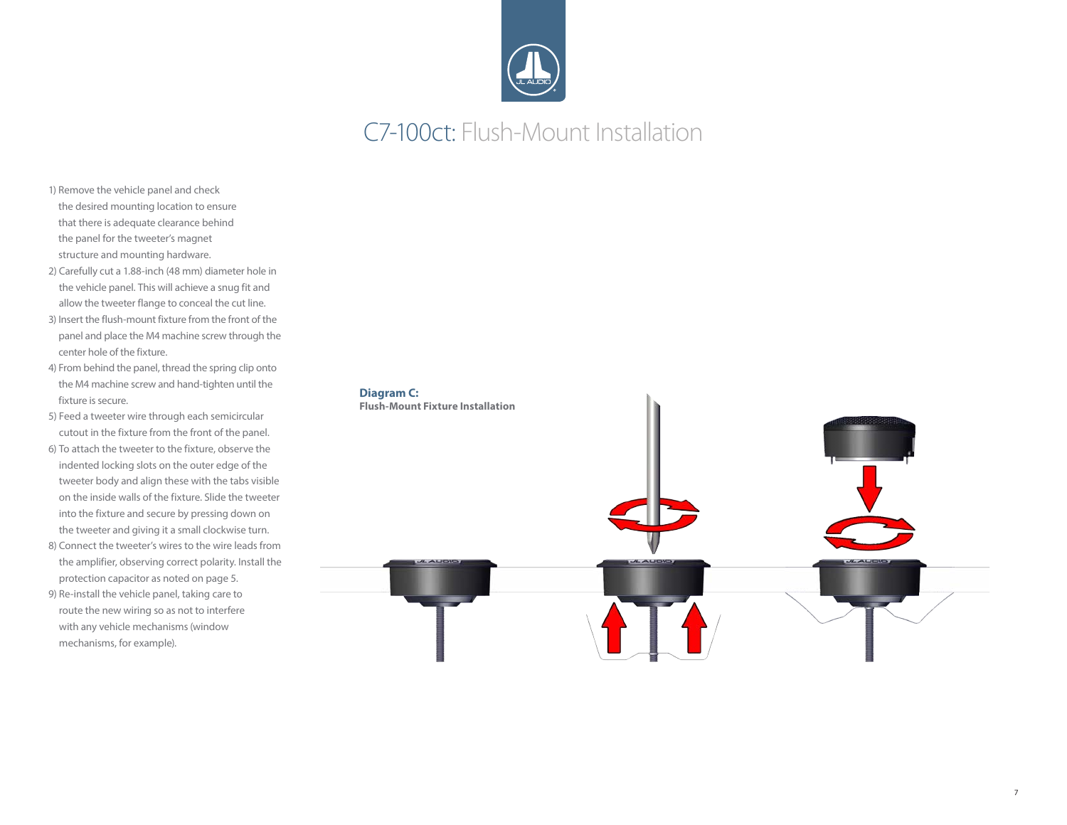# C7-100ct: Flush-Mount Installation

1) Remove the vehicle panel and check the desired mounting location to ensure that there is adequate clearance behind the panel for the tweeter's magnet structure and mounting hardware.
2) Carefully cut a 1.88-inch (48 mm) diameter hole in the vehicle panel. This will achieve a snug fit and allow the tweeter flange to conceal the cut line.
3) Insert the flush-mount fixture from the front of the panel and place the M4 machine screw through the center hole of the fixture.
4) From behind the panel, thread the spring clip onto the M4 machine screw and hand-tighten until the fixture is secure.
5) Feed a tweeter wire through each semicircular cutout in the fixture from the front of the panel.
6) To attach the tweeter to the fixture, observe the indented locking slots on the outer edge of the tweeter body and align these with the tabs visible on the inside walls of the fixture. Slide the tweeter into the fixture and secure by pressing down on the tweeter and giving it a small clockwise turn.
8) Connect the tweeter's wires to the wire leads from the amplifier, observing correct polarity. Install the protection capacitor as noted on page 5.
9) Re-install the vehicle panel, taking care to route the new wiring so as not to interfere with any vehicle mechanisms (window mechanisms, for example).

**Diagram C:**
**Flush-Mount Fixture Installation**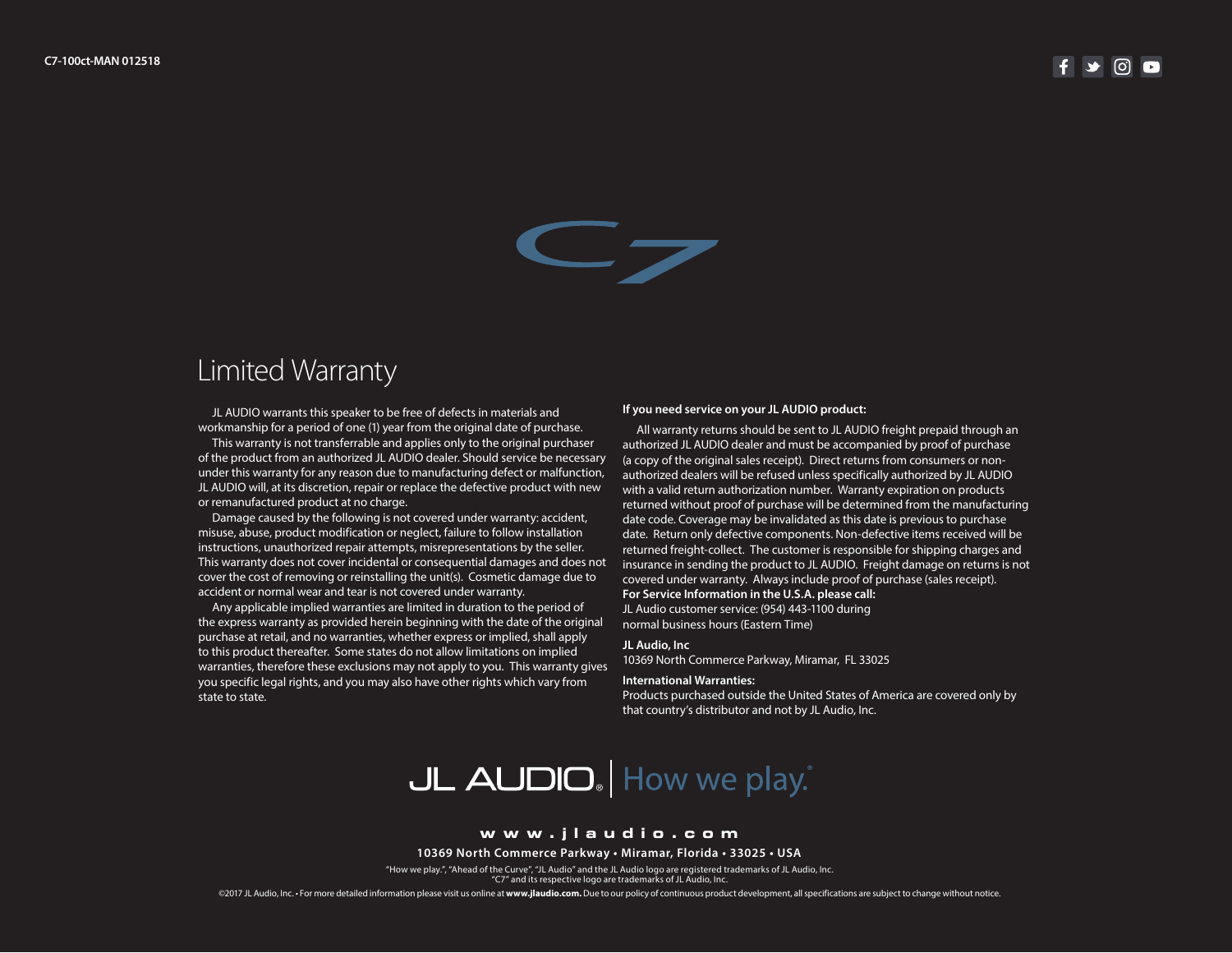C7-100ct-MAN 012518

# Limited Warranty

JL AUDIO warrants this speaker to be free of defects in materials and workmanship for a period of one (1) year from the original date of purchase.

This warranty is not transferrable and applies only to the original purchaser of the product from an authorized JL AUDIO dealer. Should service be necessary under this warranty for any reason due to manufacturing defect or malfunction, JL AUDIO will, at its discretion, repair or replace the defective product with new or remanufactured product at no charge.

Damage caused by the following is not covered under warranty: accident, misuse, abuse, product modification or neglect, failure to follow installation instructions, unauthorized repair attempts, misrepresentations by the seller. This warranty does not cover incidental or consequential damages and does not cover the cost of removing or reinstalling the unit(s). Cosmetic damage due to accident or normal wear and tear is not covered under warranty.

Any applicable implied warranties are limited in duration to the period of the express warranty as provided herein beginning with the date of the original purchase at retail, and no warranties, whether express or implied, shall apply to this product thereafter. Some states do not allow limitations on implied warranties, therefore these exclusions may not apply to you. This warranty gives you specific legal rights, and you may also have other rights which vary from state to state.

**If you need service on your JL AUDIO product:**

All warranty returns should be sent to JL AUDIO freight prepaid through an authorized JL AUDIO dealer and must be accompanied by proof of purchase (a copy of the original sales receipt). Direct returns from consumers or non-authorized dealers will be refused unless specifically authorized by JL AUDIO with a valid return authorization number. Warranty expiration on products returned without proof of purchase will be determined from the manufacturing date code. Coverage may be invalidated as this date is previous to purchase date. Return only defective components. Non-defective items received will be returned freight-collect. The customer is responsible for shipping charges and insurance in sending the product to JL AUDIO. Freight damage on returns is not covered under warranty. Always include proof of purchase (sales receipt).

**For Service Information in the U.S.A. please call:**
JL Audio customer service: (954) 443-1100 during normal business hours (Eastern Time)

**JL Audio, Inc**
10369 North Commerce Parkway, Miramar, FL 33025

**International Warranties:**
Products purchased outside the United States of America are covered only by that country's distributor and not by JL Audio, Inc.

JL AUDIO® | How we play.®

**www.jlaudio.com**

**10369 North Commerce Parkway • Miramar, Florida • 33025 • USA**

"How we play.", "Ahead of the Curve", "JL Audio" and the JL Audio logo are registered trademarks of JL Audio, Inc.
"C7" and its respective logo are trademarks of JL Audio, Inc.

©2017 JL Audio, Inc. • For more detailed information please visit us online at **www.jlaudio.com.** Due to our policy of continuous product development, all specifications are subject to change without notice.